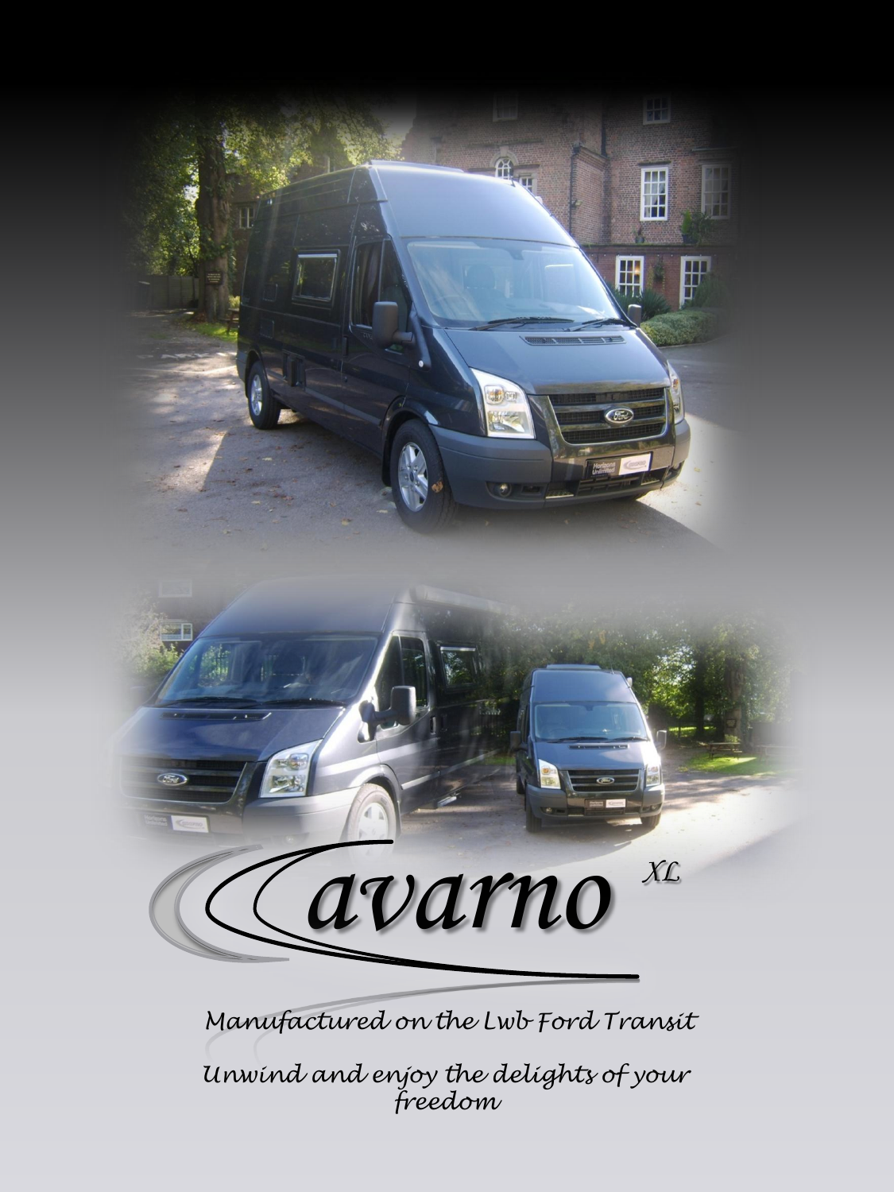# Cavarno XL

*Manufactured on the Lwb Ford Transit*

*Unwind and enjoy the delights of your freedom*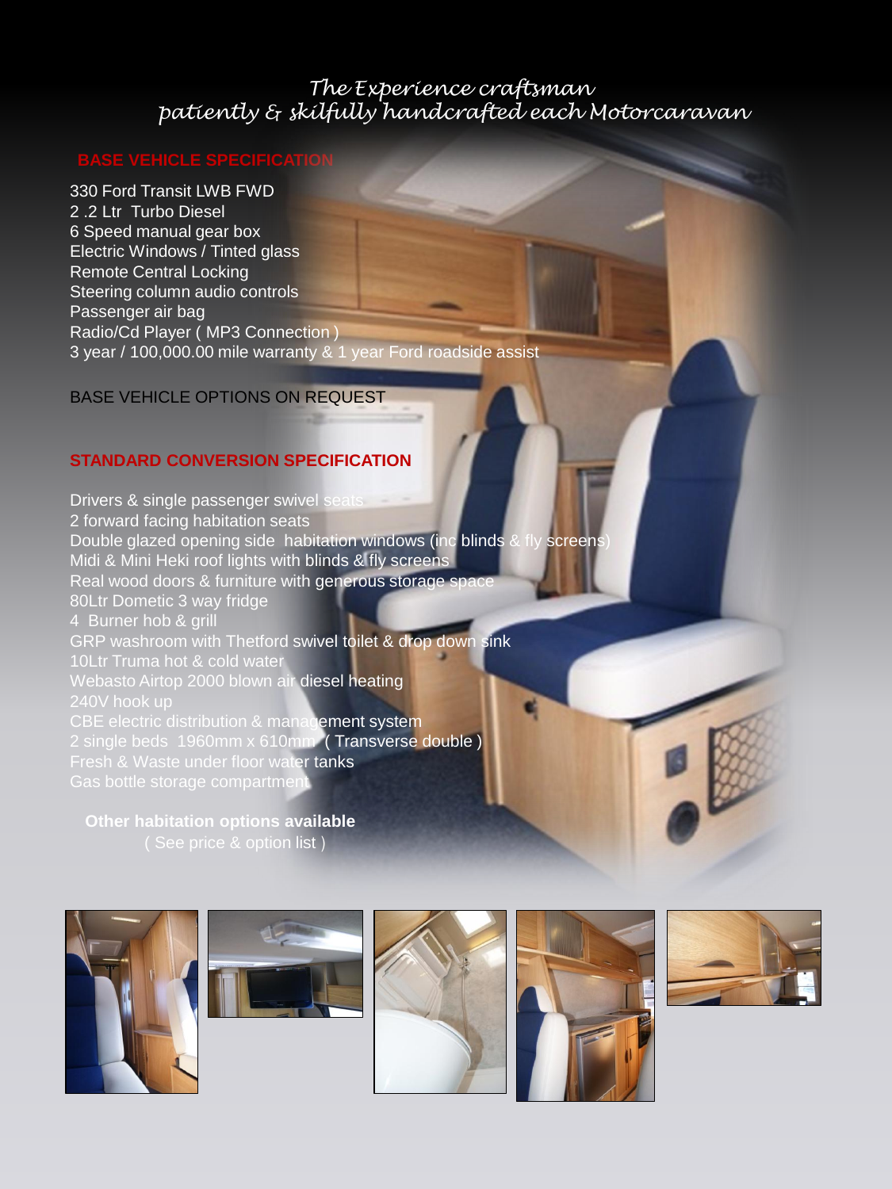*The Experience craftsman*
*patiently & skilfully handcrafted each Motorcaravan*

## BASE VEHICLE SPECIFICATION

330 Ford Transit LWB FWD
2 .2 Ltr Turbo Diesel
6 Speed manual gear box
Electric Windows / Tinted glass
Remote Central Locking
Steering column audio controls
Passenger air bag
Radio/Cd Player ( MP3 Connection )
3 year / 100,000.00 mile warranty & 1 year Ford roadside assist

BASE VEHICLE OPTIONS ON REQUEST

## STANDARD CONVERSION SPECIFICATION

Drivers & single passenger swivel seats
2 forward facing habitation seats
Double glazed opening side habitation windows (inc blinds & fly screens)
Midi & Mini Heki roof lights with blinds & fly screens
Real wood doors & furniture with generous storage space
80Ltr Dometic 3 way fridge
4 Burner hob & grill
GRP washroom with Thetford swivel toilet & drop down sink
10Ltr Truma hot & cold water
Webasto Airtop 2000 blown air diesel heating
240V hook up
CBE electric distribution & management system
2 single beds 1960mm x 610mm ( Transverse double )
Fresh & Waste under floor water tanks
Gas bottle storage compartment

**Other habitation options available**
( See price & option list )